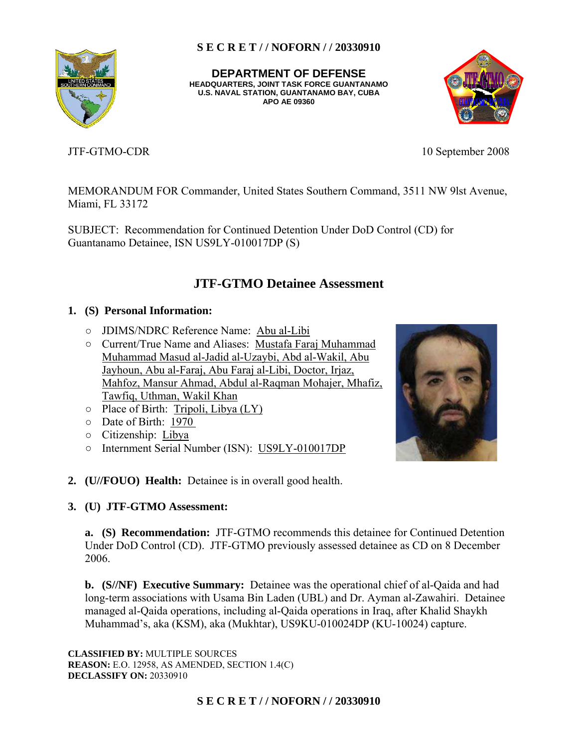S E C R E T / / NOFORN / / 20330910

**DEPARTMENT OF DEFENSE**
**HEADQUARTERS, JOINT TASK FORCE GUANTANAMO**
**U.S. NAVAL STATION, GUANTANAMO BAY, CUBA**
**APO AE 09360**

JTF-GTMO-CDR 10 September 2008

MEMORANDUM FOR Commander, United States Southern Command, 3511 NW 9lst Avenue, Miami, FL 33172

SUBJECT: Recommendation for Continued Detention Under DoD Control (CD) for Guantanamo Detainee, ISN US9LY-010017DP (S)

## JTF-GTMO Detainee Assessment

**1. (S) Personal Information:**

- JDIMS/NDRC Reference Name: Abu al-Libi
- Current/True Name and Aliases: Mustafa Faraj Muhammad Muhammad Masud al-Jadid al-Uzaybi, Abd al-Wakil, Abu Jayhoun, Abu al-Faraj, Abu Faraj al-Libi, Doctor, Irjaz, Mahfoz, Mansur Ahmad, Abdul al-Raqman Mohajer, Mhafiz, Tawfiq, Uthman, Wakil Khan
- Place of Birth: Tripoli, Libya (LY)
- Date of Birth: 1970
- Citizenship: Libya
- Internment Serial Number (ISN): US9LY-010017DP

**2. (U//FOUO) Health:** Detainee is in overall good health.

**3. (U) JTF-GTMO Assessment:**

**a. (S) Recommendation:** JTF-GTMO recommends this detainee for Continued Detention Under DoD Control (CD). JTF-GTMO previously assessed detainee as CD on 8 December 2006.

**b. (S//NF) Executive Summary:** Detainee was the operational chief of al-Qaida and had long-term associations with Usama Bin Laden (UBL) and Dr. Ayman al-Zawahiri. Detainee managed al-Qaida operations, including al-Qaida operations in Iraq, after Khalid Shaykh Muhammad's, aka (KSM), aka (Mukhtar), US9KU-010024DP (KU-10024) capture.

**CLASSIFIED BY:** MULTIPLE SOURCES
**REASON:** E.O. 12958, AS AMENDED, SECTION 1.4(C)
**DECLASSIFY ON:** 20330910

S E C R E T / / NOFORN / / 20330910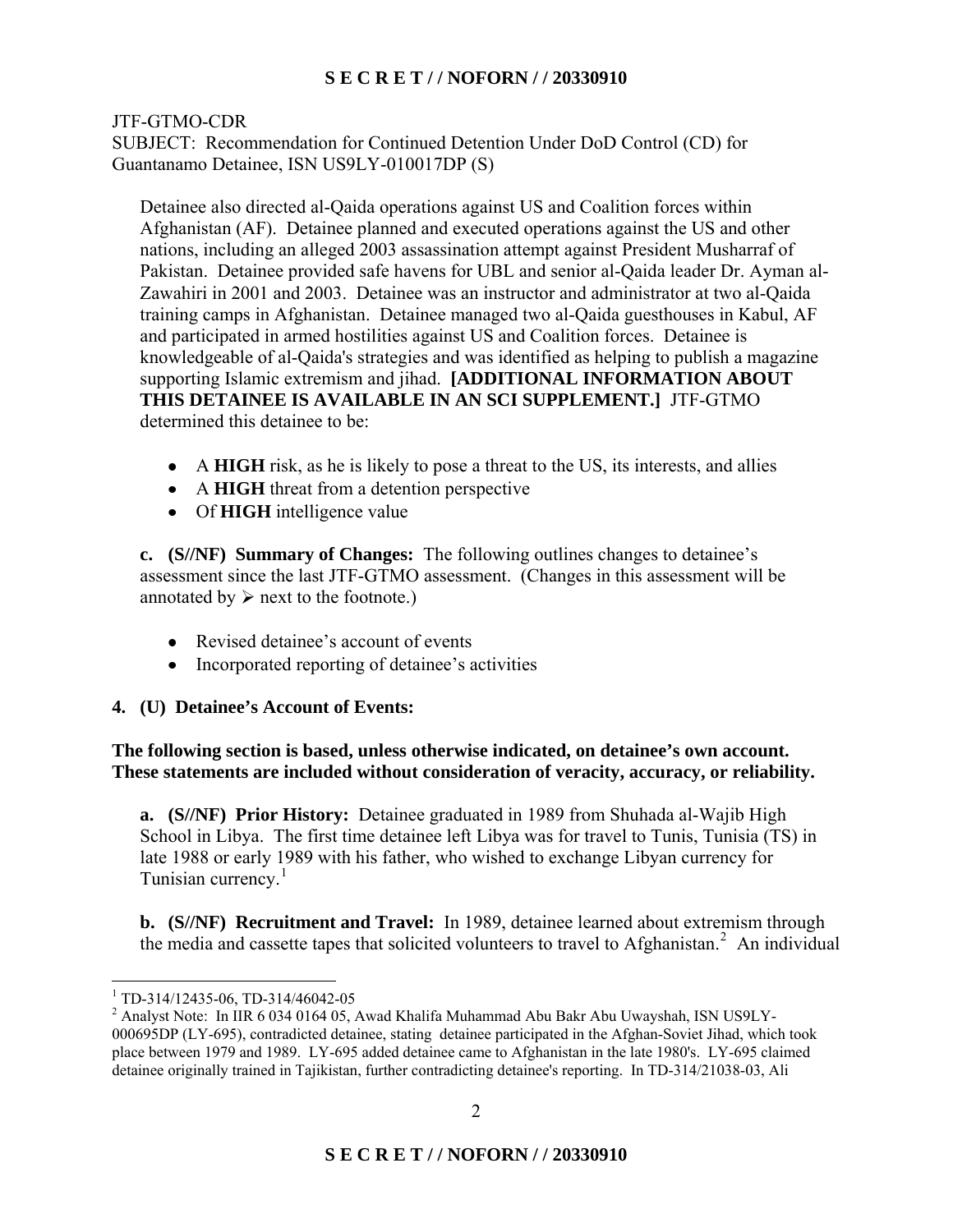JTF-GTMO-CDR
SUBJECT: Recommendation for Continued Detention Under DoD Control (CD) for Guantanamo Detainee, ISN US9LY-010017DP (S)

Detainee also directed al-Qaida operations against US and Coalition forces within Afghanistan (AF). Detainee planned and executed operations against the US and other nations, including an alleged 2003 assassination attempt against President Musharraf of Pakistan. Detainee provided safe havens for UBL and senior al-Qaida leader Dr. Ayman al-Zawahiri in 2001 and 2003. Detainee was an instructor and administrator at two al-Qaida training camps in Afghanistan. Detainee managed two al-Qaida guesthouses in Kabul, AF and participated in armed hostilities against US and Coalition forces. Detainee is knowledgeable of al-Qaida's strategies and was identified as helping to publish a magazine supporting Islamic extremism and jihad. **[ADDITIONAL INFORMATION ABOUT THIS DETAINEE IS AVAILABLE IN AN SCI SUPPLEMENT.]** JTF-GTMO determined this detainee to be:

- A **HIGH** risk, as he is likely to pose a threat to the US, its interests, and allies
- A **HIGH** threat from a detention perspective
- Of **HIGH** intelligence value

**c. (S//NF) Summary of Changes:** The following outlines changes to detainee's assessment since the last JTF-GTMO assessment. (Changes in this assessment will be annotated by ➢ next to the footnote.)

- Revised detainee's account of events
- Incorporated reporting of detainee's activities

**4. (U) Detainee's Account of Events:**

**The following section is based, unless otherwise indicated, on detainee's own account. These statements are included without consideration of veracity, accuracy, or reliability.**

**a. (S//NF) Prior History:** Detainee graduated in 1989 from Shuhada al-Wajib High School in Libya. The first time detainee left Libya was for travel to Tunis, Tunisia (TS) in late 1988 or early 1989 with his father, who wished to exchange Libyan currency for Tunisian currency.[1]

**b. (S//NF) Recruitment and Travel:** In 1989, detainee learned about extremism through the media and cassette tapes that solicited volunteers to travel to Afghanistan.[2] An individual

---

[1] TD-314/12435-06, TD-314/46042-05

[2] Analyst Note: In IIR 6 034 0164 05, Awad Khalifa Muhammad Abu Bakr Abu Uwayshah, ISN US9LY-000695DP (LY-695), contradicted detainee, stating detainee participated in the Afghan-Soviet Jihad, which took place between 1979 and 1989. LY-695 added detainee came to Afghanistan in the late 1980's. LY-695 claimed detainee originally trained in Tajikistan, further contradicting detainee's reporting. In TD-314/21038-03, Ali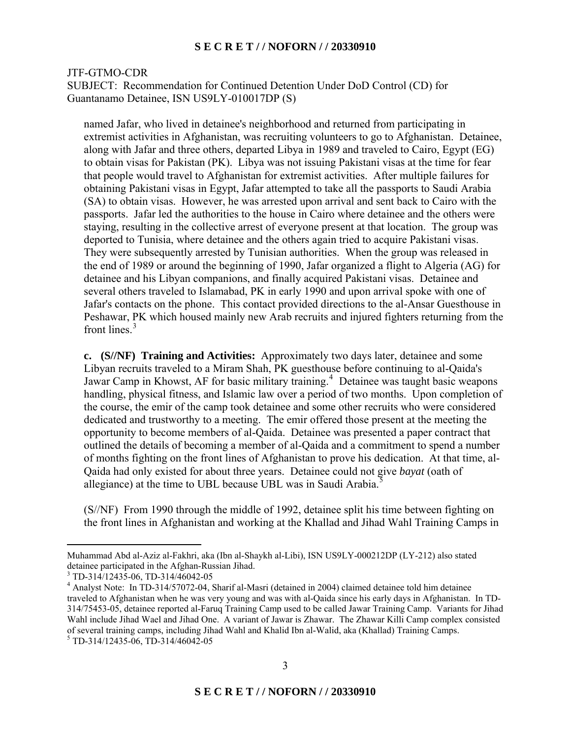JTF-GTMO-CDR
SUBJECT: Recommendation for Continued Detention Under DoD Control (CD) for Guantanamo Detainee, ISN US9LY-010017DP (S)

named Jafar, who lived in detainee's neighborhood and returned from participating in extremist activities in Afghanistan, was recruiting volunteers to go to Afghanistan. Detainee, along with Jafar and three others, departed Libya in 1989 and traveled to Cairo, Egypt (EG) to obtain visas for Pakistan (PK). Libya was not issuing Pakistani visas at the time for fear that people would travel to Afghanistan for extremist activities. After multiple failures for obtaining Pakistani visas in Egypt, Jafar attempted to take all the passports to Saudi Arabia (SA) to obtain visas. However, he was arrested upon arrival and sent back to Cairo with the passports. Jafar led the authorities to the house in Cairo where detainee and the others were staying, resulting in the collective arrest of everyone present at that location. The group was deported to Tunisia, where detainee and the others again tried to acquire Pakistani visas. They were subsequently arrested by Tunisian authorities. When the group was released in the end of 1989 or around the beginning of 1990, Jafar organized a flight to Algeria (AG) for detainee and his Libyan companions, and finally acquired Pakistani visas. Detainee and several others traveled to Islamabad, PK in early 1990 and upon arrival spoke with one of Jafar's contacts on the phone. This contact provided directions to the al-Ansar Guesthouse in Peshawar, PK which housed mainly new Arab recruits and injured fighters returning from the front lines.[3]

**c. (S//NF) Training and Activities:** Approximately two days later, detainee and some Libyan recruits traveled to a Miram Shah, PK guesthouse before continuing to al-Qaida's Jawar Camp in Khowst, AF for basic military training.[4] Detainee was taught basic weapons handling, physical fitness, and Islamic law over a period of two months. Upon completion of the course, the emir of the camp took detainee and some other recruits who were considered dedicated and trustworthy to a meeting. The emir offered those present at the meeting the opportunity to become members of al-Qaida. Detainee was presented a paper contract that outlined the details of becoming a member of al-Qaida and a commitment to spend a number of months fighting on the front lines of Afghanistan to prove his dedication. At that time, al-Qaida had only existed for about three years. Detainee could not give *bayat* (oath of allegiance) at the time to UBL because UBL was in Saudi Arabia.[5]

(S//NF) From 1990 through the middle of 1992, detainee split his time between fighting on the front lines in Afghanistan and working at the Khallad and Jihad Wahl Training Camps in

---

Muhammad Abd al-Aziz al-Fakhri, aka (Ibn al-Shaykh al-Libi), ISN US9LY-000212DP (LY-212) also stated detainee participated in the Afghan-Russian Jihad.

[3] TD-314/12435-06, TD-314/46042-05

[4] Analyst Note: In TD-314/57072-04, Sharif al-Masri (detained in 2004) claimed detainee told him detainee traveled to Afghanistan when he was very young and was with al-Qaida since his early days in Afghanistan. In TD-314/75453-05, detainee reported al-Faruq Training Camp used to be called Jawar Training Camp. Variants for Jihad Wahl include Jihad Wael and Jihad One. A variant of Jawar is Zhawar. The Zhawar Killi Camp complex consisted of several training camps, including Jihad Wahl and Khalid Ibn al-Walid, aka (Khallad) Training Camps.

[5] TD-314/12435-06, TD-314/46042-05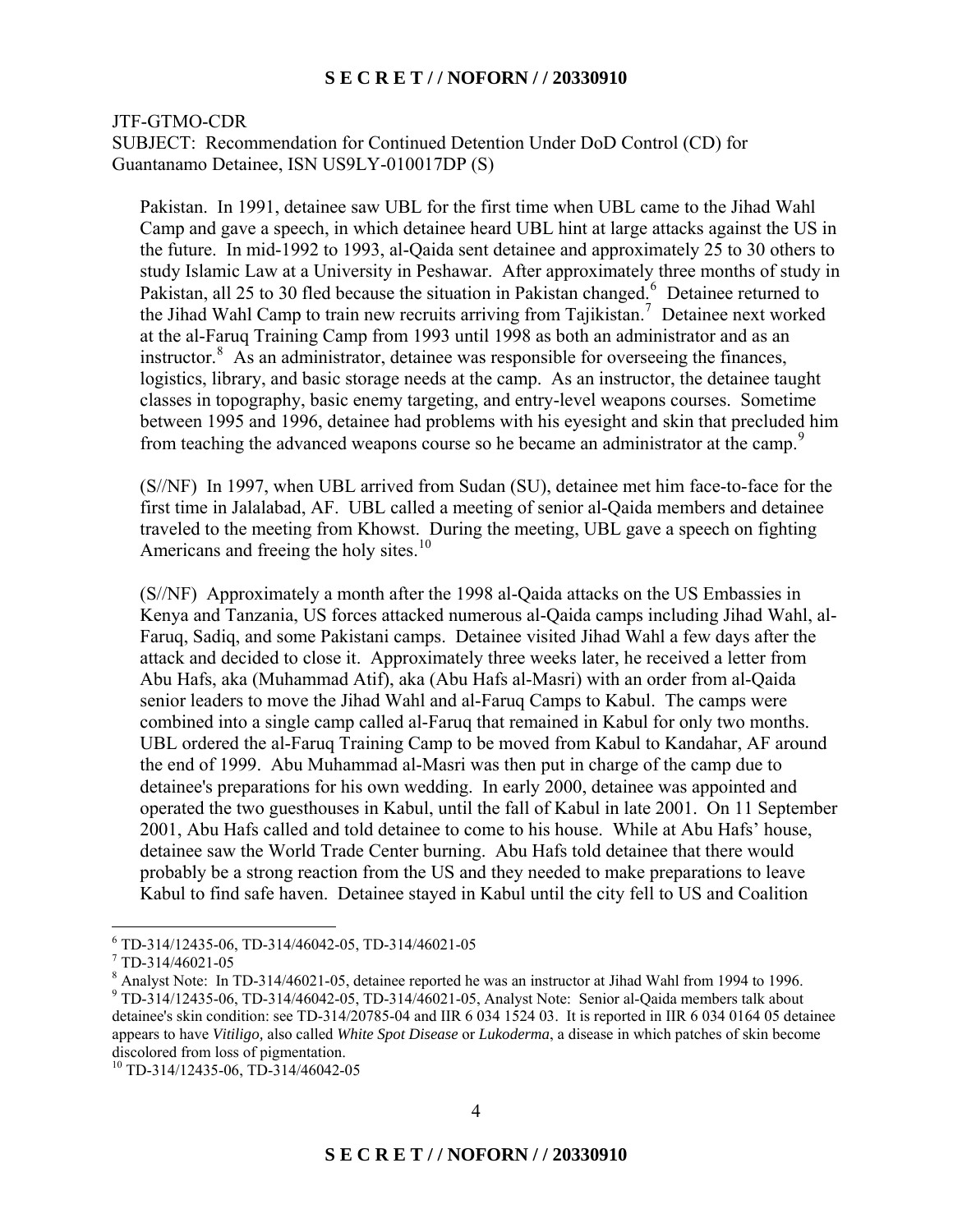JTF-GTMO-CDR
SUBJECT: Recommendation for Continued Detention Under DoD Control (CD) for Guantanamo Detainee, ISN US9LY-010017DP (S)

Pakistan. In 1991, detainee saw UBL for the first time when UBL came to the Jihad Wahl Camp and gave a speech, in which detainee heard UBL hint at large attacks against the US in the future. In mid-1992 to 1993, al-Qaida sent detainee and approximately 25 to 30 others to study Islamic Law at a University in Peshawar. After approximately three months of study in Pakistan, all 25 to 30 fled because the situation in Pakistan changed.[6] Detainee returned to the Jihad Wahl Camp to train new recruits arriving from Tajikistan.[7] Detainee next worked at the al-Faruq Training Camp from 1993 until 1998 as both an administrator and as an instructor.[8] As an administrator, detainee was responsible for overseeing the finances, logistics, library, and basic storage needs at the camp. As an instructor, the detainee taught classes in topography, basic enemy targeting, and entry-level weapons courses. Sometime between 1995 and 1996, detainee had problems with his eyesight and skin that precluded him from teaching the advanced weapons course so he became an administrator at the camp.[9]

(S//NF) In 1997, when UBL arrived from Sudan (SU), detainee met him face-to-face for the first time in Jalalabad, AF. UBL called a meeting of senior al-Qaida members and detainee traveled to the meeting from Khowst. During the meeting, UBL gave a speech on fighting Americans and freeing the holy sites.[10]

(S//NF) Approximately a month after the 1998 al-Qaida attacks on the US Embassies in Kenya and Tanzania, US forces attacked numerous al-Qaida camps including Jihad Wahl, al-Faruq, Sadiq, and some Pakistani camps. Detainee visited Jihad Wahl a few days after the attack and decided to close it. Approximately three weeks later, he received a letter from Abu Hafs, aka (Muhammad Atif), aka (Abu Hafs al-Masri) with an order from al-Qaida senior leaders to move the Jihad Wahl and al-Faruq Camps to Kabul. The camps were combined into a single camp called al-Faruq that remained in Kabul for only two months. UBL ordered the al-Faruq Training Camp to be moved from Kabul to Kandahar, AF around the end of 1999. Abu Muhammad al-Masri was then put in charge of the camp due to detainee's preparations for his own wedding. In early 2000, detainee was appointed and operated the two guesthouses in Kabul, until the fall of Kabul in late 2001. On 11 September 2001, Abu Hafs called and told detainee to come to his house. While at Abu Hafs' house, detainee saw the World Trade Center burning. Abu Hafs told detainee that there would probably be a strong reaction from the US and they needed to make preparations to leave Kabul to find safe haven. Detainee stayed in Kabul until the city fell to US and Coalition

---

[6] TD-314/12435-06, TD-314/46042-05, TD-314/46021-05

[7] TD-314/46021-05

[8] Analyst Note: In TD-314/46021-05, detainee reported he was an instructor at Jihad Wahl from 1994 to 1996.

[9] TD-314/12435-06, TD-314/46042-05, TD-314/46021-05, Analyst Note: Senior al-Qaida members talk about detainee's skin condition: see TD-314/20785-04 and IIR 6 034 1524 03. It is reported in IIR 6 034 0164 05 detainee appears to have *Vitiligo,* also called *White Spot Disease* or *Lukoderma*, a disease in which patches of skin become discolored from loss of pigmentation.

[10] TD-314/12435-06, TD-314/46042-05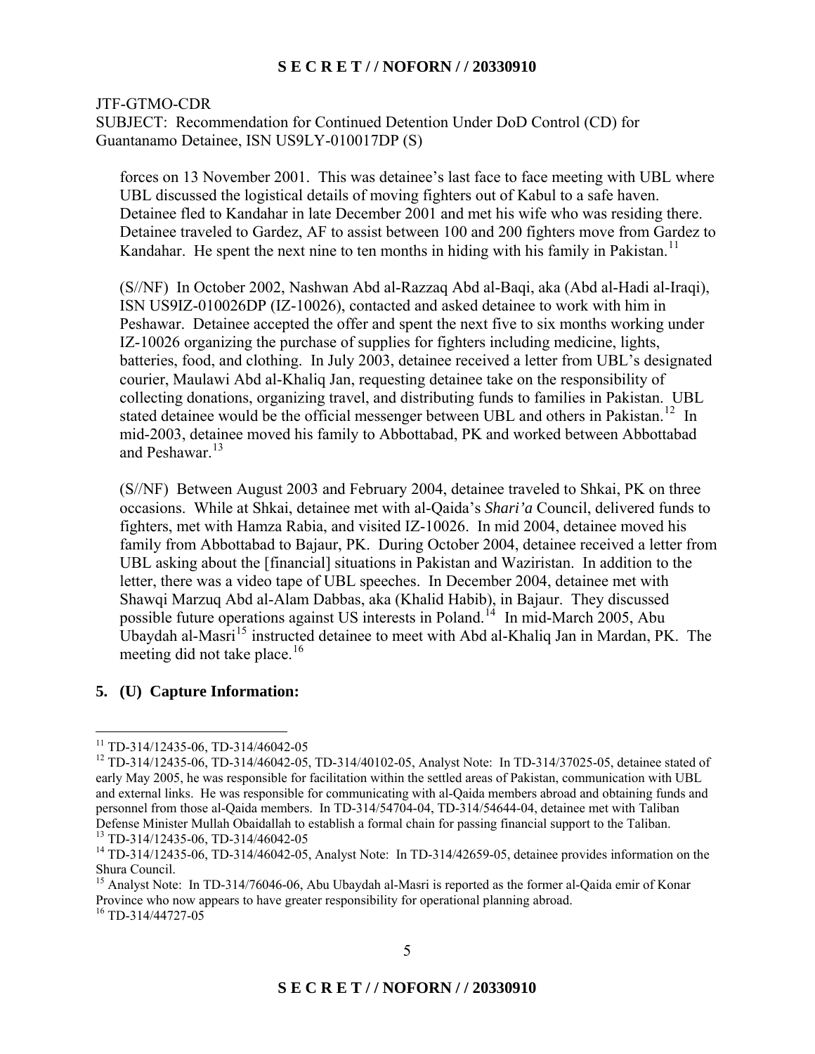JTF-GTMO-CDR
SUBJECT: Recommendation for Continued Detention Under DoD Control (CD) for Guantanamo Detainee, ISN US9LY-010017DP (S)

forces on 13 November 2001. This was detainee's last face to face meeting with UBL where UBL discussed the logistical details of moving fighters out of Kabul to a safe haven. Detainee fled to Kandahar in late December 2001 and met his wife who was residing there. Detainee traveled to Gardez, AF to assist between 100 and 200 fighters move from Gardez to Kandahar. He spent the next nine to ten months in hiding with his family in Pakistan.[11]

(S//NF) In October 2002, Nashwan Abd al-Razzaq Abd al-Baqi, aka (Abd al-Hadi al-Iraqi), ISN US9IZ-010026DP (IZ-10026), contacted and asked detainee to work with him in Peshawar. Detainee accepted the offer and spent the next five to six months working under IZ-10026 organizing the purchase of supplies for fighters including medicine, lights, batteries, food, and clothing. In July 2003, detainee received a letter from UBL's designated courier, Maulawi Abd al-Khaliq Jan, requesting detainee take on the responsibility of collecting donations, organizing travel, and distributing funds to families in Pakistan. UBL stated detainee would be the official messenger between UBL and others in Pakistan.[12] In mid-2003, detainee moved his family to Abbottabad, PK and worked between Abbottabad and Peshawar.[13]

(S//NF) Between August 2003 and February 2004, detainee traveled to Shkai, PK on three occasions. While at Shkai, detainee met with al-Qaida's *Shari'a* Council, delivered funds to fighters, met with Hamza Rabia, and visited IZ-10026. In mid 2004, detainee moved his family from Abbottabad to Bajaur, PK. During October 2004, detainee received a letter from UBL asking about the [financial] situations in Pakistan and Waziristan. In addition to the letter, there was a video tape of UBL speeches. In December 2004, detainee met with Shawqi Marzuq Abd al-Alam Dabbas, aka (Khalid Habib), in Bajaur. They discussed possible future operations against US interests in Poland.[14] In mid-March 2005, Abu Ubaydah al-Masri[15] instructed detainee to meet with Abd al-Khaliq Jan in Mardan, PK. The meeting did not take place.[16]

**5. (U) Capture Information:**

---

[11] TD-314/12435-06, TD-314/46042-05

[12] TD-314/12435-06, TD-314/46042-05, TD-314/40102-05, Analyst Note: In TD-314/37025-05, detainee stated of early May 2005, he was responsible for facilitation within the settled areas of Pakistan, communication with UBL and external links. He was responsible for communicating with al-Qaida members abroad and obtaining funds and personnel from those al-Qaida members. In TD-314/54704-04, TD-314/54644-04, detainee met with Taliban Defense Minister Mullah Obaidallah to establish a formal chain for passing financial support to the Taliban.

[13] TD-314/12435-06, TD-314/46042-05

[14] TD-314/12435-06, TD-314/46042-05, Analyst Note: In TD-314/42659-05, detainee provides information on the Shura Council.

[15] Analyst Note: In TD-314/76046-06, Abu Ubaydah al-Masri is reported as the former al-Qaida emir of Konar Province who now appears to have greater responsibility for operational planning abroad.

[16] TD-314/44727-05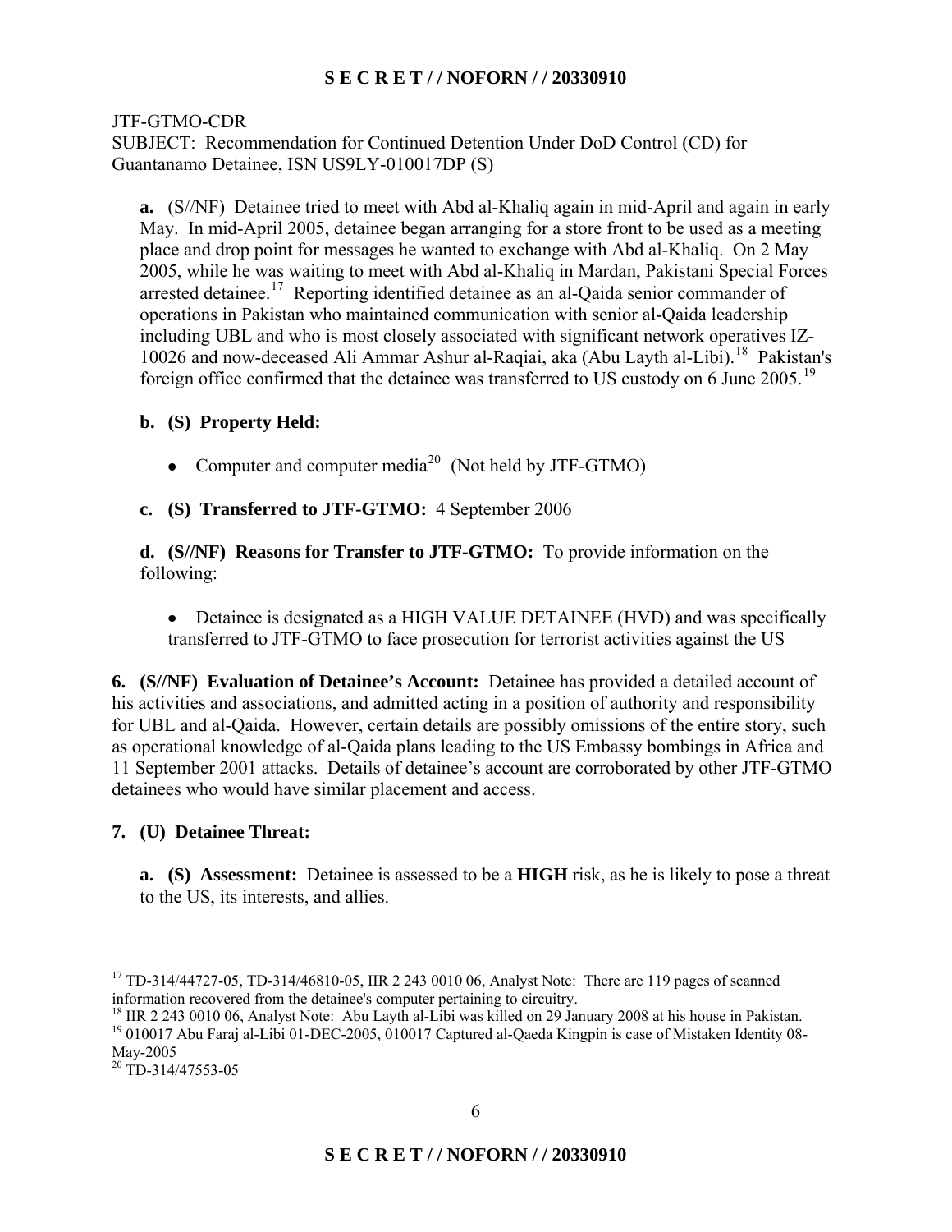JTF-GTMO-CDR
SUBJECT: Recommendation for Continued Detention Under DoD Control (CD) for Guantanamo Detainee, ISN US9LY-010017DP (S)

**a.** (S//NF) Detainee tried to meet with Abd al-Khaliq again in mid-April and again in early May. In mid-April 2005, detainee began arranging for a store front to be used as a meeting place and drop point for messages he wanted to exchange with Abd al-Khaliq. On 2 May 2005, while he was waiting to meet with Abd al-Khaliq in Mardan, Pakistani Special Forces arrested detainee.[17] Reporting identified detainee as an al-Qaida senior commander of operations in Pakistan who maintained communication with senior al-Qaida leadership including UBL and who is most closely associated with significant network operatives IZ-10026 and now-deceased Ali Ammar Ashur al-Raqiai, aka (Abu Layth al-Libi).[18] Pakistan's foreign office confirmed that the detainee was transferred to US custody on 6 June 2005.[19]

**b. (S) Property Held:**

- Computer and computer media[20] (Not held by JTF-GTMO)

**c. (S) Transferred to JTF-GTMO:** 4 September 2006

**d. (S//NF) Reasons for Transfer to JTF-GTMO:** To provide information on the following:

- Detainee is designated as a HIGH VALUE DETAINEE (HVD) and was specifically transferred to JTF-GTMO to face prosecution for terrorist activities against the US

**6. (S//NF) Evaluation of Detainee's Account:** Detainee has provided a detailed account of his activities and associations, and admitted acting in a position of authority and responsibility for UBL and al-Qaida. However, certain details are possibly omissions of the entire story, such as operational knowledge of al-Qaida plans leading to the US Embassy bombings in Africa and 11 September 2001 attacks. Details of detainee's account are corroborated by other JTF-GTMO detainees who would have similar placement and access.

**7. (U) Detainee Threat:**

**a. (S) Assessment:** Detainee is assessed to be a **HIGH** risk, as he is likely to pose a threat to the US, its interests, and allies.

---

[17] TD-314/44727-05, TD-314/46810-05, IIR 2 243 0010 06, Analyst Note: There are 119 pages of scanned information recovered from the detainee's computer pertaining to circuitry.

[18] IIR 2 243 0010 06, Analyst Note: Abu Layth al-Libi was killed on 29 January 2008 at his house in Pakistan.

[19] 010017 Abu Faraj al-Libi 01-DEC-2005, 010017 Captured al-Qaeda Kingpin is case of Mistaken Identity 08-May-2005

[20] TD-314/47553-05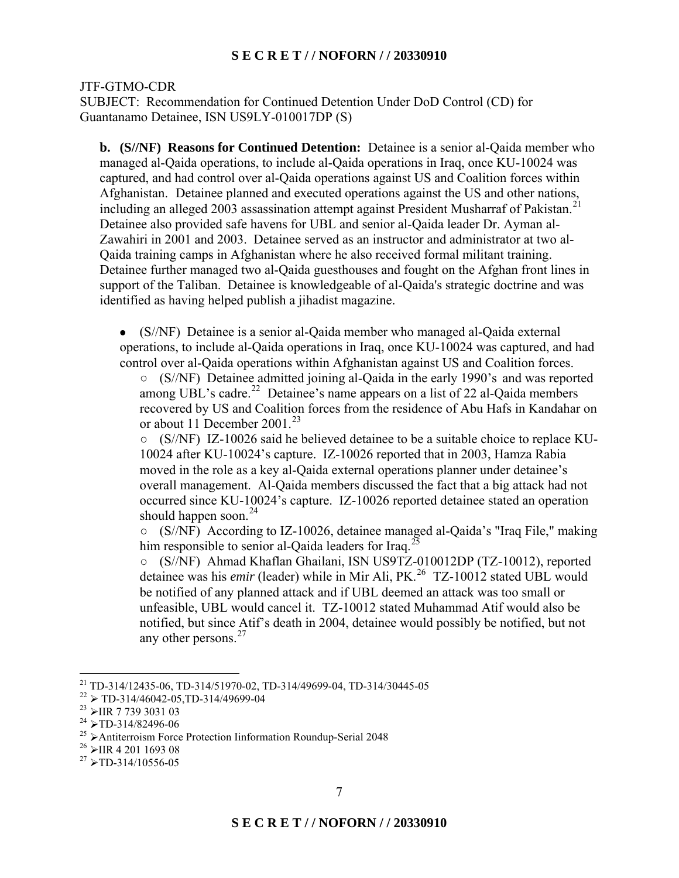JTF-GTMO-CDR
SUBJECT: Recommendation for Continued Detention Under DoD Control (CD) for Guantanamo Detainee, ISN US9LY-010017DP (S)

**b. (S//NF) Reasons for Continued Detention:** Detainee is a senior al-Qaida member who managed al-Qaida operations, to include al-Qaida operations in Iraq, once KU-10024 was captured, and had control over al-Qaida operations against US and Coalition forces within Afghanistan. Detainee planned and executed operations against the US and other nations, including an alleged 2003 assassination attempt against President Musharraf of Pakistan.[21] Detainee also provided safe havens for UBL and senior al-Qaida leader Dr. Ayman al-Zawahiri in 2001 and 2003. Detainee served as an instructor and administrator at two al-Qaida training camps in Afghanistan where he also received formal militant training. Detainee further managed two al-Qaida guesthouses and fought on the Afghan front lines in support of the Taliban. Detainee is knowledgeable of al-Qaida's strategic doctrine and was identified as having helped publish a jihadist magazine.

- (S//NF) Detainee is a senior al-Qaida member who managed al-Qaida external operations, to include al-Qaida operations in Iraq, once KU-10024 was captured, and had control over al-Qaida operations within Afghanistan against US and Coalition forces.
  - (S//NF) Detainee admitted joining al-Qaida in the early 1990's and was reported among UBL's cadre.[22] Detainee's name appears on a list of 22 al-Qaida members recovered by US and Coalition forces from the residence of Abu Hafs in Kandahar on or about 11 December 2001.[23]
  - (S//NF) IZ-10026 said he believed detainee to be a suitable choice to replace KU-10024 after KU-10024's capture. IZ-10026 reported that in 2003, Hamza Rabia moved in the role as a key al-Qaida external operations planner under detainee's overall management. Al-Qaida members discussed the fact that a big attack had not occurred since KU-10024's capture. IZ-10026 reported detainee stated an operation should happen soon.[24]
  - (S//NF) According to IZ-10026, detainee managed al-Qaida's "Iraq File," making him responsible to senior al-Qaida leaders for Iraq.[25]
  - (S//NF) Ahmad Khaflan Ghailani, ISN US9TZ-010012DP (TZ-10012), reported detainee was his *emir* (leader) while in Mir Ali, PK.[26] TZ-10012 stated UBL would be notified of any planned attack and if UBL deemed an attack was too small or unfeasible, UBL would cancel it. TZ-10012 stated Muhammad Atif would also be notified, but since Atif's death in 2004, detainee would possibly be notified, but not any other persons.[27]

---

[21] TD-314/12435-06, TD-314/51970-02, TD-314/49699-04, TD-314/30445-05
[22] ➢ TD-314/46042-05,TD-314/49699-04
[23] ➢IIR 7 739 3031 03
[24] ➢TD-314/82496-06
[25] ➢Antiterroism Force Protection Iinformation Roundup-Serial 2048
[26] ➢IIR 4 201 1693 08
[27] ➢TD-314/10556-05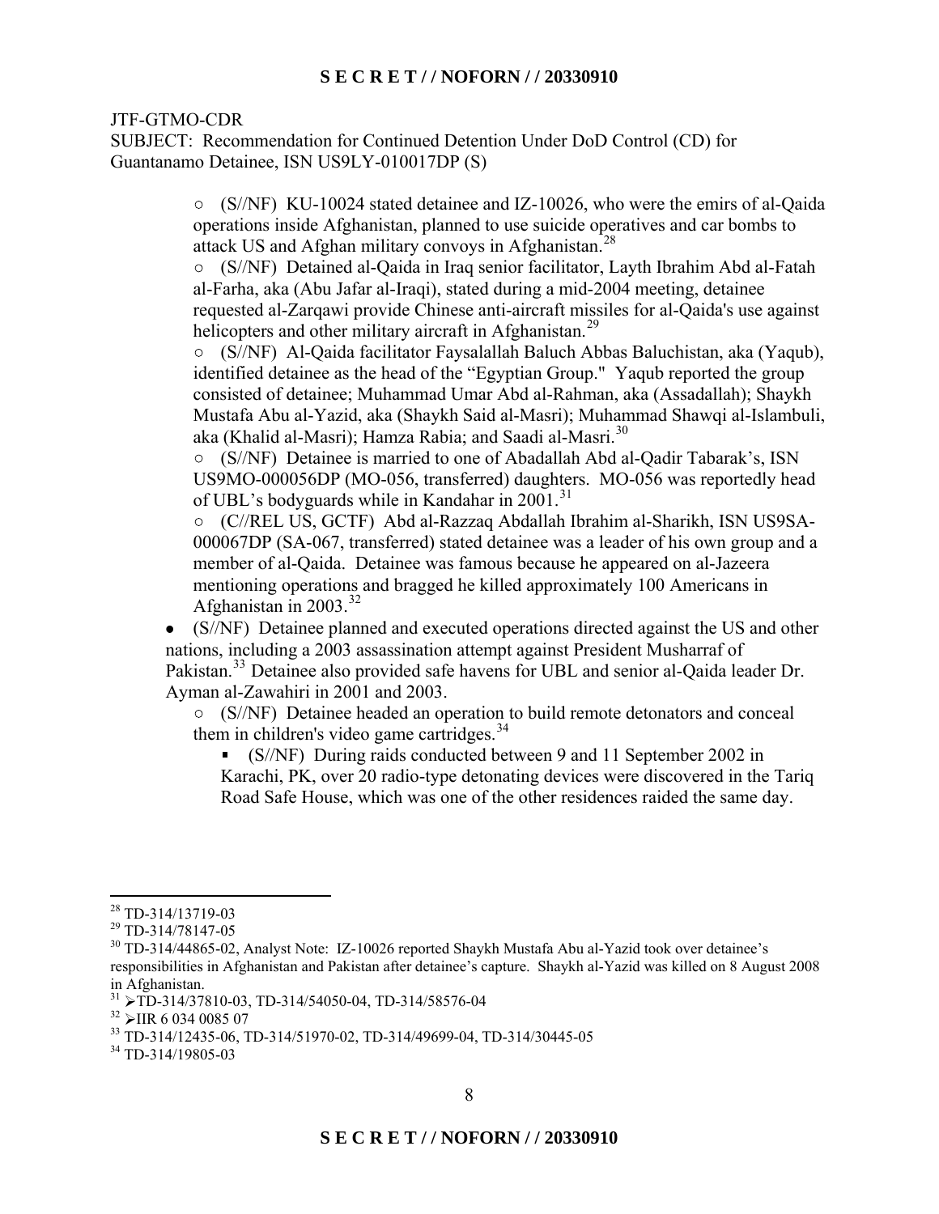JTF-GTMO-CDR
SUBJECT: Recommendation for Continued Detention Under DoD Control (CD) for Guantanamo Detainee, ISN US9LY-010017DP (S)

- ○ (S//NF) KU-10024 stated detainee and IZ-10026, who were the emirs of al-Qaida operations inside Afghanistan, planned to use suicide operatives and car bombs to attack US and Afghan military convoys in Afghanistan.[28]
- ○ (S//NF) Detained al-Qaida in Iraq senior facilitator, Layth Ibrahim Abd al-Fatah al-Farha, aka (Abu Jafar al-Iraqi), stated during a mid-2004 meeting, detainee requested al-Zarqawi provide Chinese anti-aircraft missiles for al-Qaida's use against helicopters and other military aircraft in Afghanistan.[29]
- ○ (S//NF) Al-Qaida facilitator Faysalallah Baluch Abbas Baluchistan, aka (Yaqub), identified detainee as the head of the "Egyptian Group." Yaqub reported the group consisted of detainee; Muhammad Umar Abd al-Rahman, aka (Assadallah); Shaykh Mustafa Abu al-Yazid, aka (Shaykh Said al-Masri); Muhammad Shawqi al-Islambuli, aka (Khalid al-Masri); Hamza Rabia; and Saadi al-Masri.[30]
- ○ (S//NF) Detainee is married to one of Abadallah Abd al-Qadir Tabarak's, ISN US9MO-000056DP (MO-056, transferred) daughters. MO-056 was reportedly head of UBL's bodyguards while in Kandahar in 2001.[31]
- ○ (C//REL US, GCTF) Abd al-Razzaq Abdallah Ibrahim al-Sharikh, ISN US9SA-000067DP (SA-067, transferred) stated detainee was a leader of his own group and a member of al-Qaida. Detainee was famous because he appeared on al-Jazeera mentioning operations and bragged he killed approximately 100 Americans in Afghanistan in 2003.[32]

- (S//NF) Detainee planned and executed operations directed against the US and other nations, including a 2003 assassination attempt against President Musharraf of Pakistan.[33] Detainee also provided safe havens for UBL and senior al-Qaida leader Dr. Ayman al-Zawahiri in 2001 and 2003.
  - ○ (S//NF) Detainee headed an operation to build remote detonators and conceal them in children's video game cartridges.[34]
    - ▪ (S//NF) During raids conducted between 9 and 11 September 2002 in Karachi, PK, over 20 radio-type detonating devices were discovered in the Tariq Road Safe House, which was one of the other residences raided the same day.

---

[28] TD-314/13719-03
[29] TD-314/78147-05
[30] TD-314/44865-02, Analyst Note: IZ-10026 reported Shaykh Mustafa Abu al-Yazid took over detainee's responsibilities in Afghanistan and Pakistan after detainee's capture. Shaykh al-Yazid was killed on 8 August 2008 in Afghanistan.
[31] ➢TD-314/37810-03, TD-314/54050-04, TD-314/58576-04
[32] ➢IIR 6 034 0085 07
[33] TD-314/12435-06, TD-314/51970-02, TD-314/49699-04, TD-314/30445-05
[34] TD-314/19805-03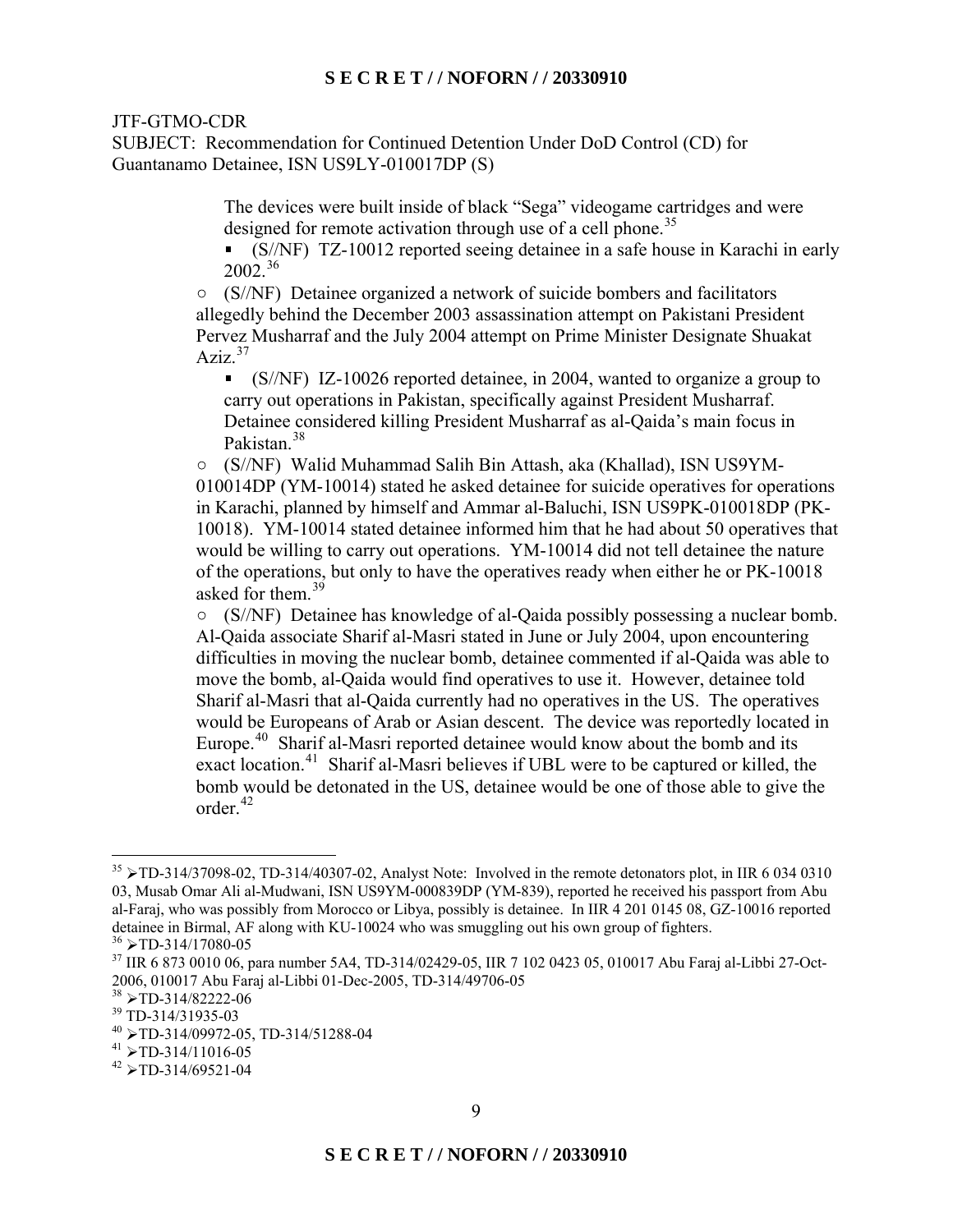JTF-GTMO-CDR
SUBJECT: Recommendation for Continued Detention Under DoD Control (CD) for Guantanamo Detainee, ISN US9LY-010017DP (S)

The devices were built inside of black "Sega" videogame cartridges and were designed for remote activation through use of a cell phone.[35]

- (S//NF) TZ-10012 reported seeing detainee in a safe house in Karachi in early 2002.[36]

○ (S//NF) Detainee organized a network of suicide bombers and facilitators allegedly behind the December 2003 assassination attempt on Pakistani President Pervez Musharraf and the July 2004 attempt on Prime Minister Designate Shuakat Aziz.[37]

- (S//NF) IZ-10026 reported detainee, in 2004, wanted to organize a group to carry out operations in Pakistan, specifically against President Musharraf. Detainee considered killing President Musharraf as al-Qaida's main focus in Pakistan.[38]

○ (S//NF) Walid Muhammad Salih Bin Attash, aka (Khallad), ISN US9YM-010014DP (YM-10014) stated he asked detainee for suicide operatives for operations in Karachi, planned by himself and Ammar al-Baluchi, ISN US9PK-010018DP (PK-10018). YM-10014 stated detainee informed him that he had about 50 operatives that would be willing to carry out operations. YM-10014 did not tell detainee the nature of the operations, but only to have the operatives ready when either he or PK-10018 asked for them.[39]

○ (S//NF) Detainee has knowledge of al-Qaida possibly possessing a nuclear bomb. Al-Qaida associate Sharif al-Masri stated in June or July 2004, upon encountering difficulties in moving the nuclear bomb, detainee commented if al-Qaida was able to move the bomb, al-Qaida would find operatives to use it. However, detainee told Sharif al-Masri that al-Qaida currently had no operatives in the US. The operatives would be Europeans of Arab or Asian descent. The device was reportedly located in Europe.[40] Sharif al-Masri reported detainee would know about the bomb and its exact location.[41] Sharif al-Masri believes if UBL were to be captured or killed, the bomb would be detonated in the US, detainee would be one of those able to give the order.[42]

---

[35] ➢TD-314/37098-02, TD-314/40307-02, Analyst Note: Involved in the remote detonators plot, in IIR 6 034 0310 03, Musab Omar Ali al-Mudwani, ISN US9YM-000839DP (YM-839), reported he received his passport from Abu al-Faraj, who was possibly from Morocco or Libya, possibly is detainee. In IIR 4 201 0145 08, GZ-10016 reported detainee in Birmal, AF along with KU-10024 who was smuggling out his own group of fighters.

[36] ➢TD-314/17080-05

[37] IIR 6 873 0010 06, para number 5A4, TD-314/02429-05, IIR 7 102 0423 05, 010017 Abu Faraj al-Libbi 27-Oct-2006, 010017 Abu Faraj al-Libbi 01-Dec-2005, TD-314/49706-05

[38] ➢TD-314/82222-06

[39] TD-314/31935-03

[40] ➢TD-314/09972-05, TD-314/51288-04

[41] ➢TD-314/11016-05

[42] ➢TD-314/69521-04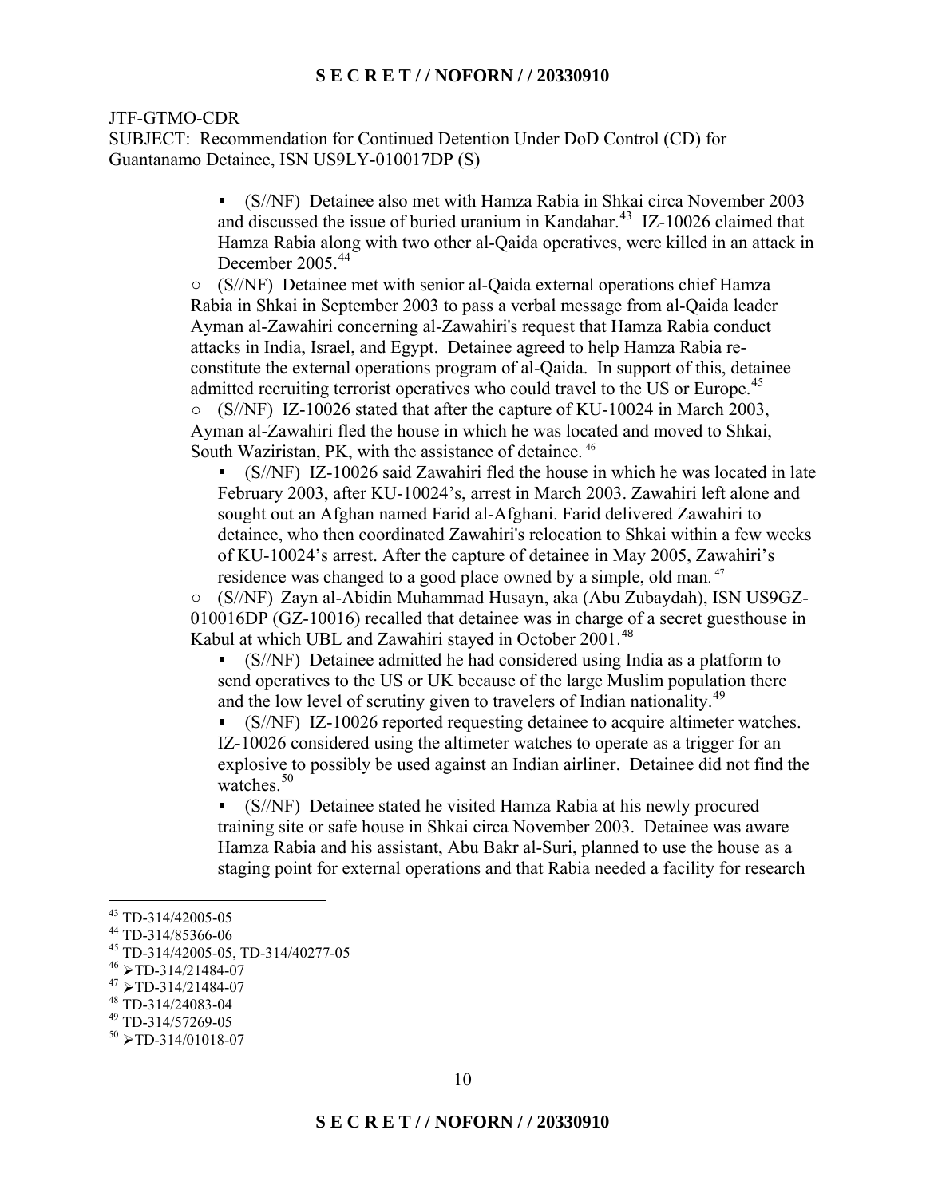JTF-GTMO-CDR
SUBJECT: Recommendation for Continued Detention Under DoD Control (CD) for Guantanamo Detainee, ISN US9LY-010017DP (S)

- (S//NF) Detainee also met with Hamza Rabia in Shkai circa November 2003 and discussed the issue of buried uranium in Kandahar.[43] IZ-10026 claimed that Hamza Rabia along with two other al-Qaida operatives, were killed in an attack in December 2005.[44]

○ (S//NF) Detainee met with senior al-Qaida external operations chief Hamza Rabia in Shkai in September 2003 to pass a verbal message from al-Qaida leader Ayman al-Zawahiri concerning al-Zawahiri's request that Hamza Rabia conduct attacks in India, Israel, and Egypt. Detainee agreed to help Hamza Rabia re-constitute the external operations program of al-Qaida. In support of this, detainee admitted recruiting terrorist operatives who could travel to the US or Europe.[45]

○ (S//NF) IZ-10026 stated that after the capture of KU-10024 in March 2003, Ayman al-Zawahiri fled the house in which he was located and moved to Shkai, South Waziristan, PK, with the assistance of detainee.[46]

- (S//NF) IZ-10026 said Zawahiri fled the house in which he was located in late February 2003, after KU-10024's, arrest in March 2003. Zawahiri left alone and sought out an Afghan named Farid al-Afghani. Farid delivered Zawahiri to detainee, who then coordinated Zawahiri's relocation to Shkai within a few weeks of KU-10024's arrest. After the capture of detainee in May 2005, Zawahiri's residence was changed to a good place owned by a simple, old man.[47]

○ (S//NF) Zayn al-Abidin Muhammad Husayn, aka (Abu Zubaydah), ISN US9GZ-010016DP (GZ-10016) recalled that detainee was in charge of a secret guesthouse in Kabul at which UBL and Zawahiri stayed in October 2001.[48]

- (S//NF) Detainee admitted he had considered using India as a platform to send operatives to the US or UK because of the large Muslim population there and the low level of scrutiny given to travelers of Indian nationality.[49]
- (S//NF) IZ-10026 reported requesting detainee to acquire altimeter watches. IZ-10026 considered using the altimeter watches to operate as a trigger for an explosive to possibly be used against an Indian airliner. Detainee did not find the watches.[50]
- (S//NF) Detainee stated he visited Hamza Rabia at his newly procured training site or safe house in Shkai circa November 2003. Detainee was aware Hamza Rabia and his assistant, Abu Bakr al-Suri, planned to use the house as a staging point for external operations and that Rabia needed a facility for research

---

[43] TD-314/42005-05
[44] TD-314/85366-06
[45] TD-314/42005-05, TD-314/40277-05
[46] ➢TD-314/21484-07
[47] ➢TD-314/21484-07
[48] TD-314/24083-04
[49] TD-314/57269-05
[50] ➢TD-314/01018-07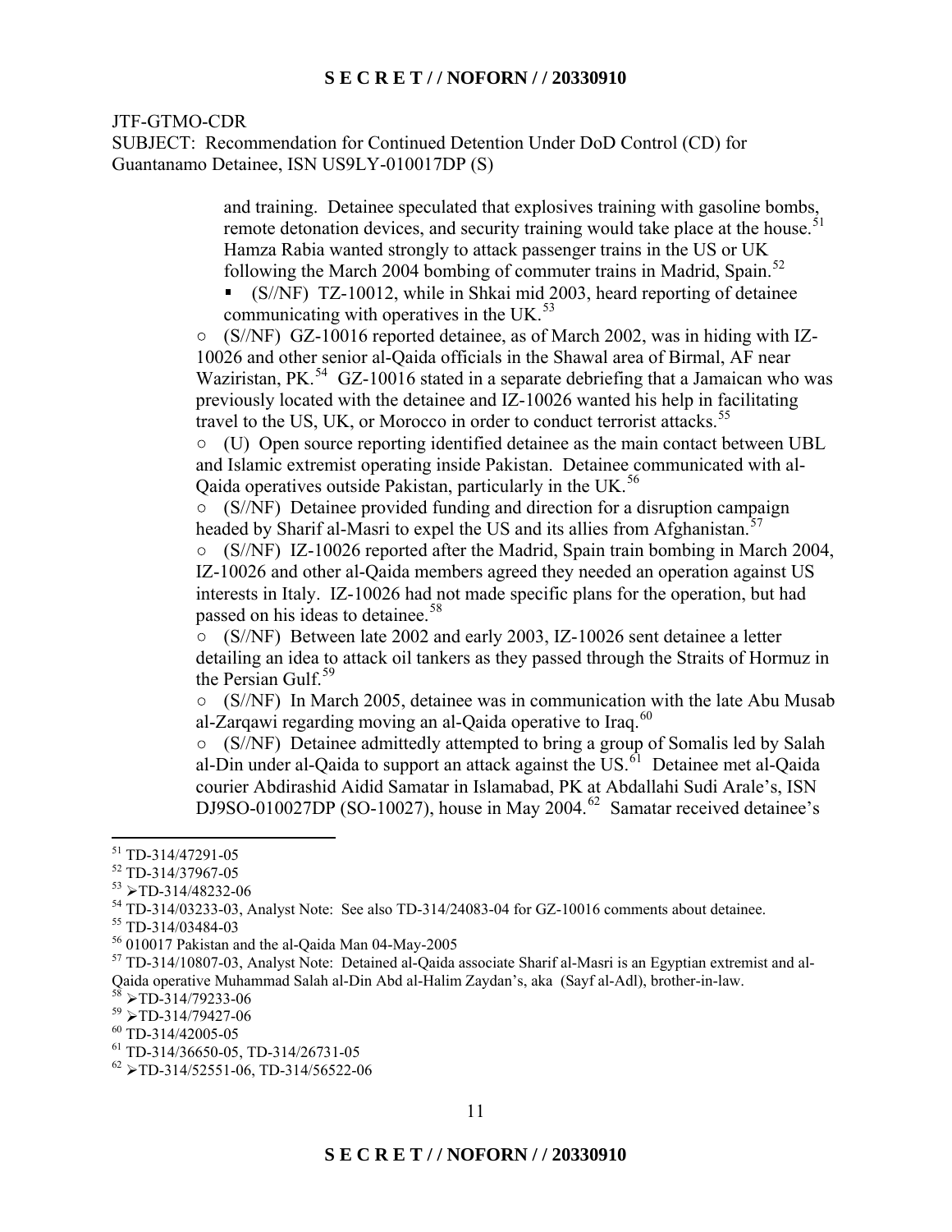JTF-GTMO-CDR
SUBJECT: Recommendation for Continued Detention Under DoD Control (CD) for Guantanamo Detainee, ISN US9LY-010017DP (S)

and training. Detainee speculated that explosives training with gasoline bombs, remote detonation devices, and security training would take place at the house.[51] Hamza Rabia wanted strongly to attack passenger trains in the US or UK following the March 2004 bombing of commuter trains in Madrid, Spain.[52]

- (S//NF) TZ-10012, while in Shkai mid 2003, heard reporting of detainee communicating with operatives in the UK.[53]

○ (S//NF) GZ-10016 reported detainee, as of March 2002, was in hiding with IZ-10026 and other senior al-Qaida officials in the Shawal area of Birmal, AF near Waziristan, PK.[54] GZ-10016 stated in a separate debriefing that a Jamaican who was previously located with the detainee and IZ-10026 wanted his help in facilitating travel to the US, UK, or Morocco in order to conduct terrorist attacks.[55]

○ (U) Open source reporting identified detainee as the main contact between UBL and Islamic extremist operating inside Pakistan. Detainee communicated with al-Qaida operatives outside Pakistan, particularly in the UK.[56]

○ (S//NF) Detainee provided funding and direction for a disruption campaign headed by Sharif al-Masri to expel the US and its allies from Afghanistan.[57]

○ (S//NF) IZ-10026 reported after the Madrid, Spain train bombing in March 2004, IZ-10026 and other al-Qaida members agreed they needed an operation against US interests in Italy. IZ-10026 had not made specific plans for the operation, but had passed on his ideas to detainee.[58]

○ (S//NF) Between late 2002 and early 2003, IZ-10026 sent detainee a letter detailing an idea to attack oil tankers as they passed through the Straits of Hormuz in the Persian Gulf.[59]

○ (S//NF) In March 2005, detainee was in communication with the late Abu Musab al-Zarqawi regarding moving an al-Qaida operative to Iraq.[60]

○ (S//NF) Detainee admittedly attempted to bring a group of Somalis led by Salah al-Din under al-Qaida to support an attack against the US.[61] Detainee met al-Qaida courier Abdirashid Aidid Samatar in Islamabad, PK at Abdallahi Sudi Arale's, ISN DJ9SO-010027DP (SO-10027), house in May 2004.[62] Samatar received detainee's

---

[51] TD-314/47291-05
[52] TD-314/37967-05
[53] ➢TD-314/48232-06
[54] TD-314/03233-03, Analyst Note: See also TD-314/24083-04 for GZ-10016 comments about detainee.
[55] TD-314/03484-03
[56] 010017 Pakistan and the al-Qaida Man 04-May-2005
[57] TD-314/10807-03, Analyst Note: Detained al-Qaida associate Sharif al-Masri is an Egyptian extremist and al-Qaida operative Muhammad Salah al-Din Abd al-Halim Zaydan's, aka (Sayf al-Adl), brother-in-law.
[58] ➢TD-314/79233-06
[59] ➢TD-314/79427-06
[60] TD-314/42005-05
[61] TD-314/36650-05, TD-314/26731-05
[62] ➢TD-314/52551-06, TD-314/56522-06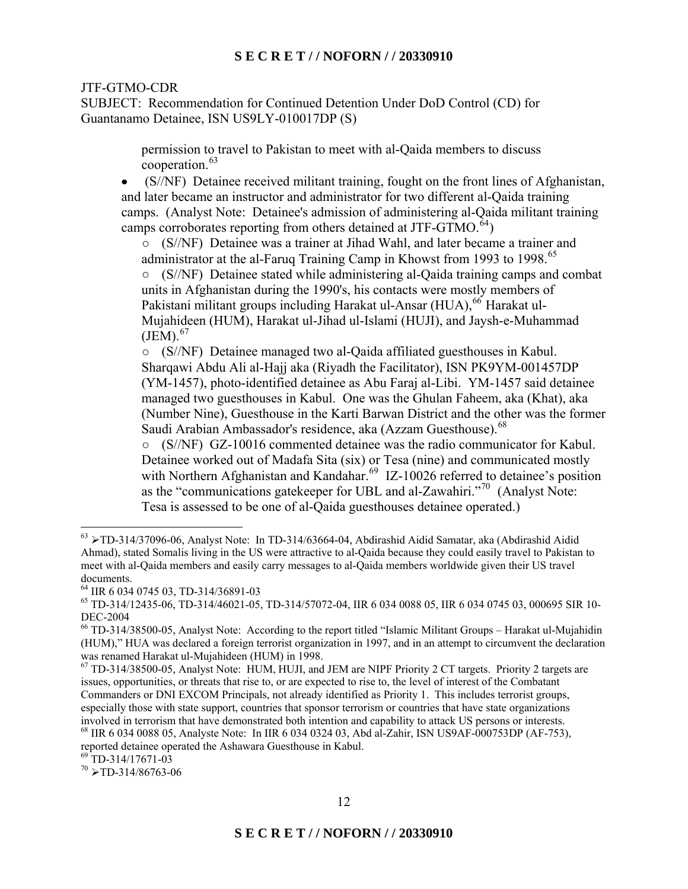JTF-GTMO-CDR
SUBJECT: Recommendation for Continued Detention Under DoD Control (CD) for Guantanamo Detainee, ISN US9LY-010017DP (S)

permission to travel to Pakistan to meet with al-Qaida members to discuss cooperation.[63]

- (S//NF) Detainee received militant training, fought on the front lines of Afghanistan, and later became an instructor and administrator for two different al-Qaida training camps. (Analyst Note: Detainee's admission of administering al-Qaida militant training camps corroborates reporting from others detained at JTF-GTMO.[64])
  - (S//NF) Detainee was a trainer at Jihad Wahl, and later became a trainer and administrator at the al-Faruq Training Camp in Khowst from 1993 to 1998.[65]
  - (S//NF) Detainee stated while administering al-Qaida training camps and combat units in Afghanistan during the 1990's, his contacts were mostly members of Pakistani militant groups including Harakat ul-Ansar (HUA),[66] Harakat ul-Mujahideen (HUM), Harakat ul-Jihad ul-Islami (HUJI), and Jaysh-e-Muhammad (JEM).[67]
  - (S//NF) Detainee managed two al-Qaida affiliated guesthouses in Kabul. Sharqawi Abdu Ali al-Hajj aka (Riyadh the Facilitator), ISN PK9YM-001457DP (YM-1457), photo-identified detainee as Abu Faraj al-Libi. YM-1457 said detainee managed two guesthouses in Kabul. One was the Ghulan Faheem, aka (Khat), aka (Number Nine), Guesthouse in the Karti Barwan District and the other was the former Saudi Arabian Ambassador's residence, aka (Azzam Guesthouse).[68]
  - (S//NF) GZ-10016 commented detainee was the radio communicator for Kabul. Detainee worked out of Madafa Sita (six) or Tesa (nine) and communicated mostly with Northern Afghanistan and Kandahar.[69] IZ-10026 referred to detainee's position as the "communications gatekeeper for UBL and al-Zawahiri."[70] (Analyst Note: Tesa is assessed to be one of al-Qaida guesthouses detainee operated.)

---

[63] ➢TD-314/37096-06, Analyst Note: In TD-314/63664-04, Abdirashid Aidid Samatar, aka (Abdirashid Aidid Ahmad), stated Somalis living in the US were attractive to al-Qaida because they could easily travel to Pakistan to meet with al-Qaida members and easily carry messages to al-Qaida members worldwide given their US travel documents.

[64] IIR 6 034 0745 03, TD-314/36891-03

[65] TD-314/12435-06, TD-314/46021-05, TD-314/57072-04, IIR 6 034 0088 05, IIR 6 034 0745 03, 000695 SIR 10-DEC-2004

[66] TD-314/38500-05, Analyst Note: According to the report titled "Islamic Militant Groups – Harakat ul-Mujahidin (HUM)," HUA was declared a foreign terrorist organization in 1997, and in an attempt to circumvent the declaration was renamed Harakat ul-Mujahideen (HUM) in 1998.

[67] TD-314/38500-05, Analyst Note: HUM, HUJI, and JEM are NIPF Priority 2 CT targets. Priority 2 targets are issues, opportunities, or threats that rise to, or are expected to rise to, the level of interest of the Combatant Commanders or DNI EXCOM Principals, not already identified as Priority 1. This includes terrorist groups, especially those with state support, countries that sponsor terrorism or countries that have state organizations involved in terrorism that have demonstrated both intention and capability to attack US persons or interests.

[68] IIR 6 034 0088 05, Analyste Note: In IIR 6 034 0324 03, Abd al-Zahir, ISN US9AF-000753DP (AF-753), reported detainee operated the Ashawara Guesthouse in Kabul.

[69] TD-314/17671-03

[70] ➢TD-314/86763-06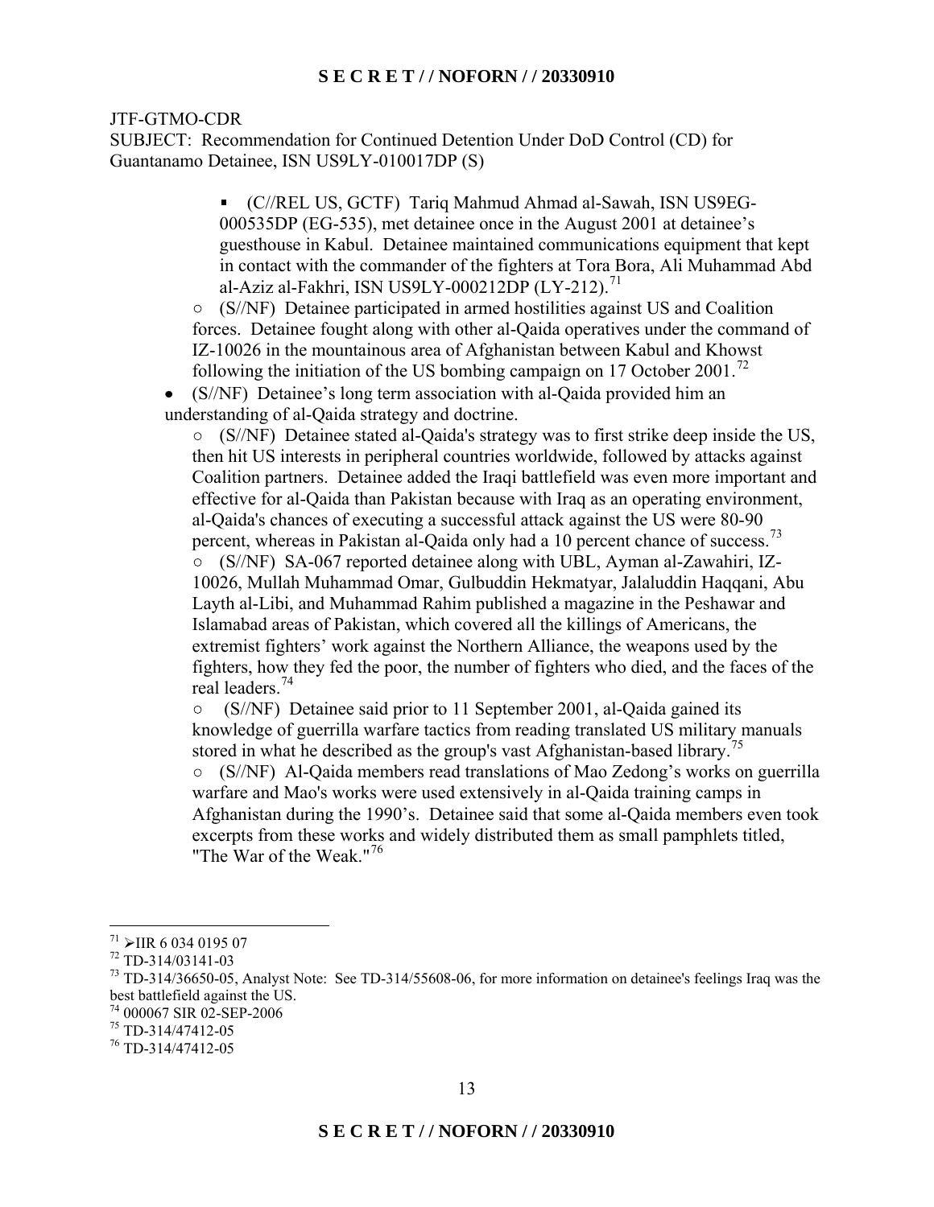JTF-GTMO-CDR
SUBJECT: Recommendation for Continued Detention Under DoD Control (CD) for Guantanamo Detainee, ISN US9LY-010017DP (S)

- (C//REL US, GCTF) Tariq Mahmud Ahmad al-Sawah, ISN US9EG-000535DP (EG-535), met detainee once in the August 2001 at detainee's guesthouse in Kabul. Detainee maintained communications equipment that kept in contact with the commander of the fighters at Tora Bora, Ali Muhammad Abd al-Aziz al-Fakhri, ISN US9LY-000212DP (LY-212).[71]

○ (S//NF) Detainee participated in armed hostilities against US and Coalition forces. Detainee fought along with other al-Qaida operatives under the command of IZ-10026 in the mountainous area of Afghanistan between Kabul and Khowst following the initiation of the US bombing campaign on 17 October 2001.[72]

- (S//NF) Detainee's long term association with al-Qaida provided him an understanding of al-Qaida strategy and doctrine.

○ (S//NF) Detainee stated al-Qaida's strategy was to first strike deep inside the US, then hit US interests in peripheral countries worldwide, followed by attacks against Coalition partners. Detainee added the Iraqi battlefield was even more important and effective for al-Qaida than Pakistan because with Iraq as an operating environment, al-Qaida's chances of executing a successful attack against the US were 80-90 percent, whereas in Pakistan al-Qaida only had a 10 percent chance of success.[73]

○ (S//NF) SA-067 reported detainee along with UBL, Ayman al-Zawahiri, IZ-10026, Mullah Muhammad Omar, Gulbuddin Hekmatyar, Jalaluddin Haqqani, Abu Layth al-Libi, and Muhammad Rahim published a magazine in the Peshawar and Islamabad areas of Pakistan, which covered all the killings of Americans, the extremist fighters' work against the Northern Alliance, the weapons used by the fighters, how they fed the poor, the number of fighters who died, and the faces of the real leaders.[74]

○ (S//NF) Detainee said prior to 11 September 2001, al-Qaida gained its knowledge of guerrilla warfare tactics from reading translated US military manuals stored in what he described as the group's vast Afghanistan-based library.[75]

○ (S//NF) Al-Qaida members read translations of Mao Zedong's works on guerrilla warfare and Mao's works were used extensively in al-Qaida training camps in Afghanistan during the 1990's. Detainee said that some al-Qaida members even took excerpts from these works and widely distributed them as small pamphlets titled, "The War of the Weak."[76]

---

[71] ➢IIR 6 034 0195 07
[72] TD-314/03141-03
[73] TD-314/36650-05, Analyst Note: See TD-314/55608-06, for more information on detainee's feelings Iraq was the best battlefield against the US.
[74] 000067 SIR 02-SEP-2006
[75] TD-314/47412-05
[76] TD-314/47412-05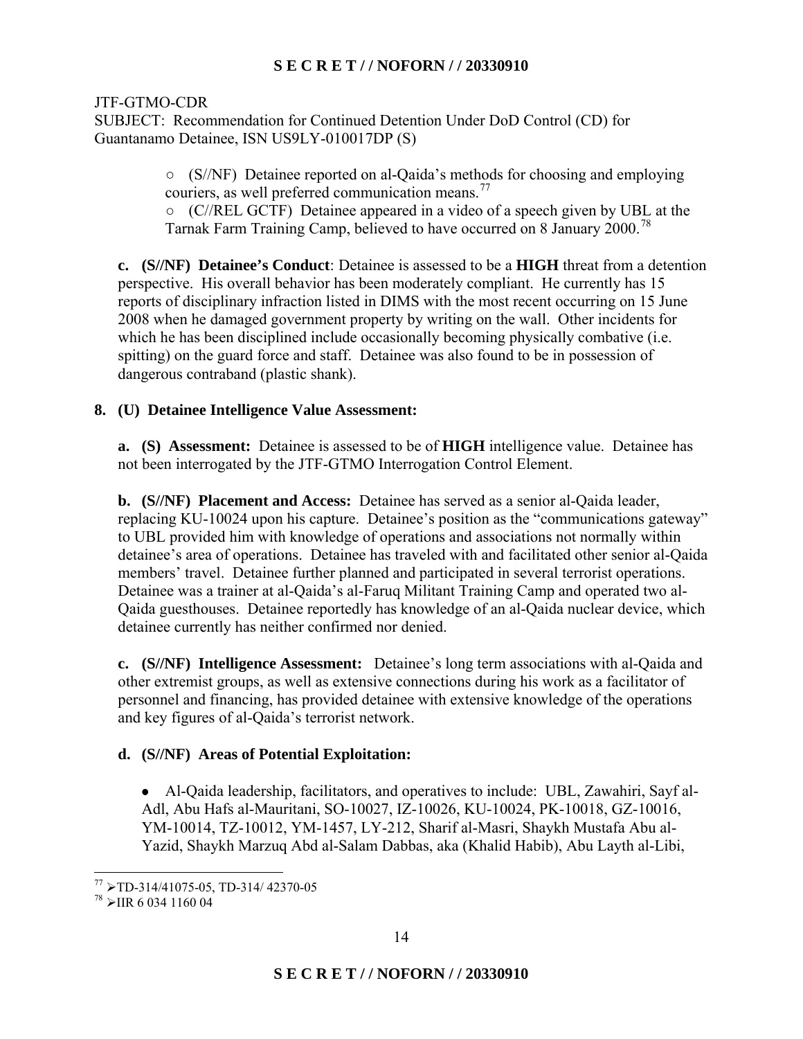JTF-GTMO-CDR
SUBJECT: Recommendation for Continued Detention Under DoD Control (CD) for Guantanamo Detainee, ISN US9LY-010017DP (S)

○ (S//NF) Detainee reported on al-Qaida's methods for choosing and employing couriers, as well preferred communication means.[77]

○ (C//REL GCTF) Detainee appeared in a video of a speech given by UBL at the Tarnak Farm Training Camp, believed to have occurred on 8 January 2000.[78]

**c. (S//NF) Detainee's Conduct**: Detainee is assessed to be a **HIGH** threat from a detention perspective. His overall behavior has been moderately compliant. He currently has 15 reports of disciplinary infraction listed in DIMS with the most recent occurring on 15 June 2008 when he damaged government property by writing on the wall. Other incidents for which he has been disciplined include occasionally becoming physically combative (i.e. spitting) on the guard force and staff. Detainee was also found to be in possession of dangerous contraband (plastic shank).

**8. (U) Detainee Intelligence Value Assessment:**

**a. (S) Assessment:** Detainee is assessed to be of **HIGH** intelligence value. Detainee has not been interrogated by the JTF-GTMO Interrogation Control Element.

**b. (S//NF) Placement and Access:** Detainee has served as a senior al-Qaida leader, replacing KU-10024 upon his capture. Detainee's position as the "communications gateway" to UBL provided him with knowledge of operations and associations not normally within detainee's area of operations. Detainee has traveled with and facilitated other senior al-Qaida members' travel. Detainee further planned and participated in several terrorist operations. Detainee was a trainer at al-Qaida's al-Faruq Militant Training Camp and operated two al-Qaida guesthouses. Detainee reportedly has knowledge of an al-Qaida nuclear device, which detainee currently has neither confirmed nor denied.

**c. (S//NF) Intelligence Assessment:** Detainee's long term associations with al-Qaida and other extremist groups, as well as extensive connections during his work as a facilitator of personnel and financing, has provided detainee with extensive knowledge of the operations and key figures of al-Qaida's terrorist network.

**d. (S//NF) Areas of Potential Exploitation:**

- Al-Qaida leadership, facilitators, and operatives to include: UBL, Zawahiri, Sayf al-Adl, Abu Hafs al-Mauritani, SO-10027, IZ-10026, KU-10024, PK-10018, GZ-10016, YM-10014, TZ-10012, YM-1457, LY-212, Sharif al-Masri, Shaykh Mustafa Abu al-Yazid, Shaykh Marzuq Abd al-Salam Dabbas, aka (Khalid Habib), Abu Layth al-Libi,

---

[77] ➢TD-314/41075-05, TD-314/ 42370-05

[78] ➢IIR 6 034 1160 04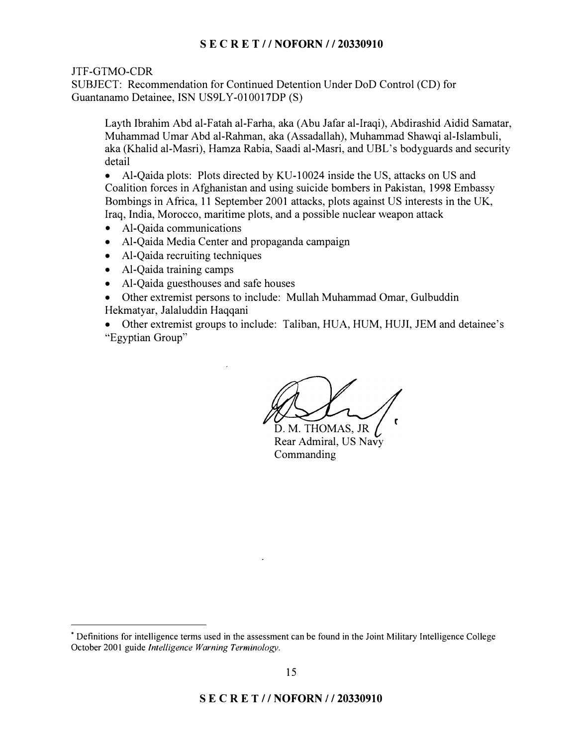JTF-GTMO-CDR
SUBJECT: Recommendation for Continued Detention Under DoD Control (CD) for Guantanamo Detainee, ISN US9LY-010017DP (S)

Layth Ibrahim Abd al-Fatah al-Farha, aka (Abu Jafar al-Iraqi), Abdirashid Aidid Samatar, Muhammad Umar Abd al-Rahman, aka (Assadallah), Muhammad Shawqi al-Islambuli, aka (Khalid al-Masri), Hamza Rabia, Saadi al-Masri, and UBL's bodyguards and security detail

- Al-Qaida plots: Plots directed by KU-10024 inside the US, attacks on US and Coalition forces in Afghanistan and using suicide bombers in Pakistan, 1998 Embassy Bombings in Africa, 11 September 2001 attacks, plots against US interests in the UK, Iraq, India, Morocco, maritime plots, and a possible nuclear weapon attack
- Al-Qaida communications
- Al-Qaida Media Center and propaganda campaign
- Al-Qaida recruiting techniques
- Al-Qaida training camps
- Al-Qaida guesthouses and safe houses
- Other extremist persons to include: Mullah Muhammad Omar, Gulbuddin Hekmatyar, Jalaluddin Haqqani
- Other extremist groups to include: Taliban, HUA, HUM, HUJI, JEM and detainee's "Egyptian Group"

D. M. THOMAS, JR
Rear Admiral, US Navy
Commanding

---

* Definitions for intelligence terms used in the assessment can be found in the Joint Military Intelligence College October 2001 guide *Intelligence Warning Terminology*.